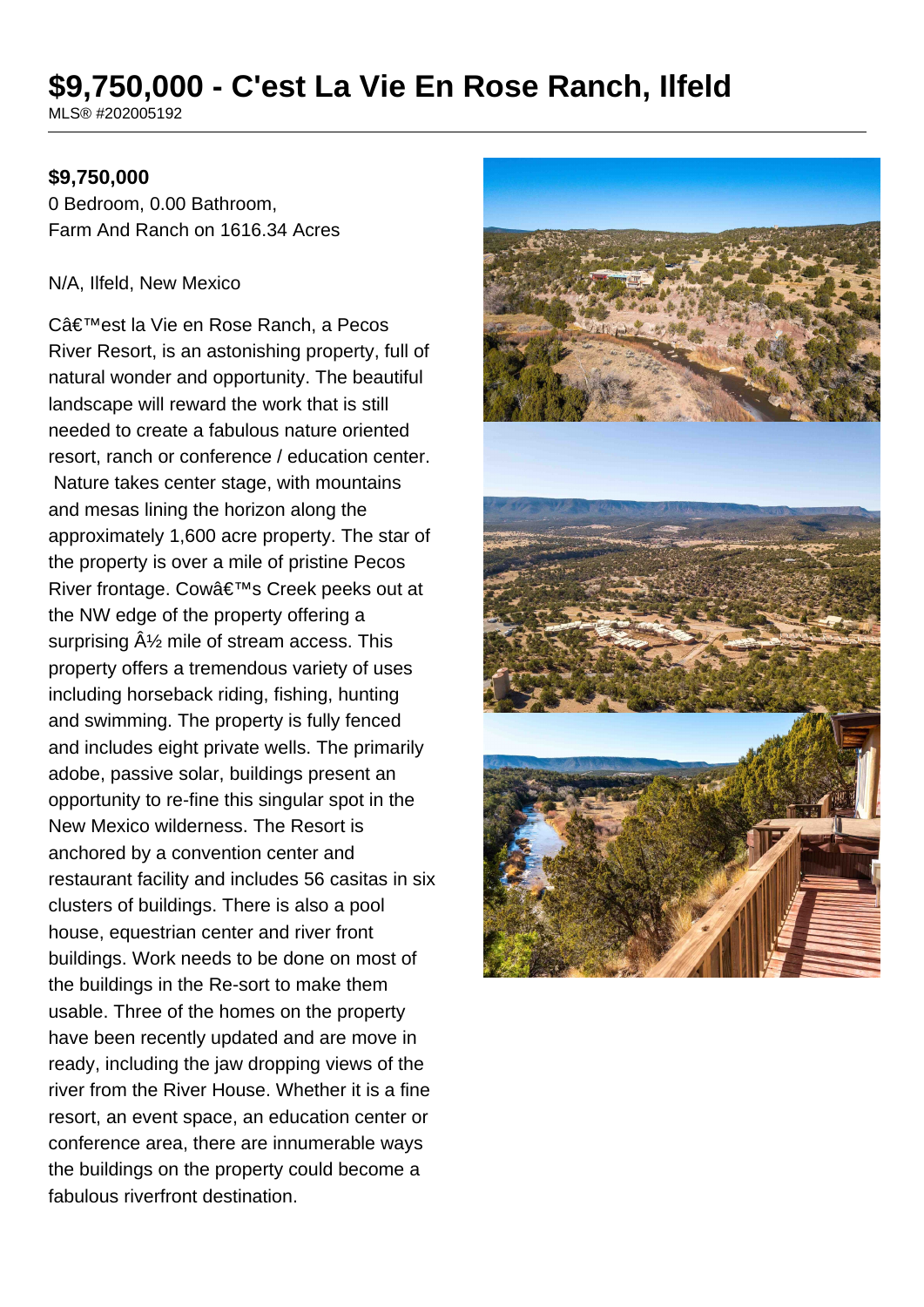# $9,750,000 - C'est La Vie En Rose Ranch, Ilfeld

MLS® #202005192

**$9,750,000**

0 Bedroom, 0.00 Bathroom,
Farm And Ranch on 1616.34 Acres

N/A, Ilfeld, New Mexico

Câ€™est la Vie en Rose Ranch, a Pecos River Resort, is an astonishing property, full of natural wonder and opportunity. The beautiful landscape will reward the work that is still needed to create a fabulous nature oriented resort, ranch or conference / education center. Nature takes center stage, with mountains and mesas lining the horizon along the approximately 1,600 acre property. The star of the property is over a mile of pristine Pecos River frontage. Cowâ€™s Creek peeks out at the NW edge of the property offering a surprising Â½ mile of stream access. This property offers a tremendous variety of uses including horseback riding, fishing, hunting and swimming. The property is fully fenced and includes eight private wells. The primarily adobe, passive solar, buildings present an opportunity to re-fine this singular spot in the New Mexico wilderness. The Resort is anchored by a convention center and restaurant facility and includes 56 casitas in six clusters of buildings. There is also a pool house, equestrian center and river front buildings. Work needs to be done on most of the buildings in the Re-sort to make them usable. Three of the homes on the property have been recently updated and are move in ready, including the jaw dropping views of the river from the River House. Whether it is a fine resort, an event space, an education center or conference area, there are innumerable ways the buildings on the property could become a fabulous riverfront destination.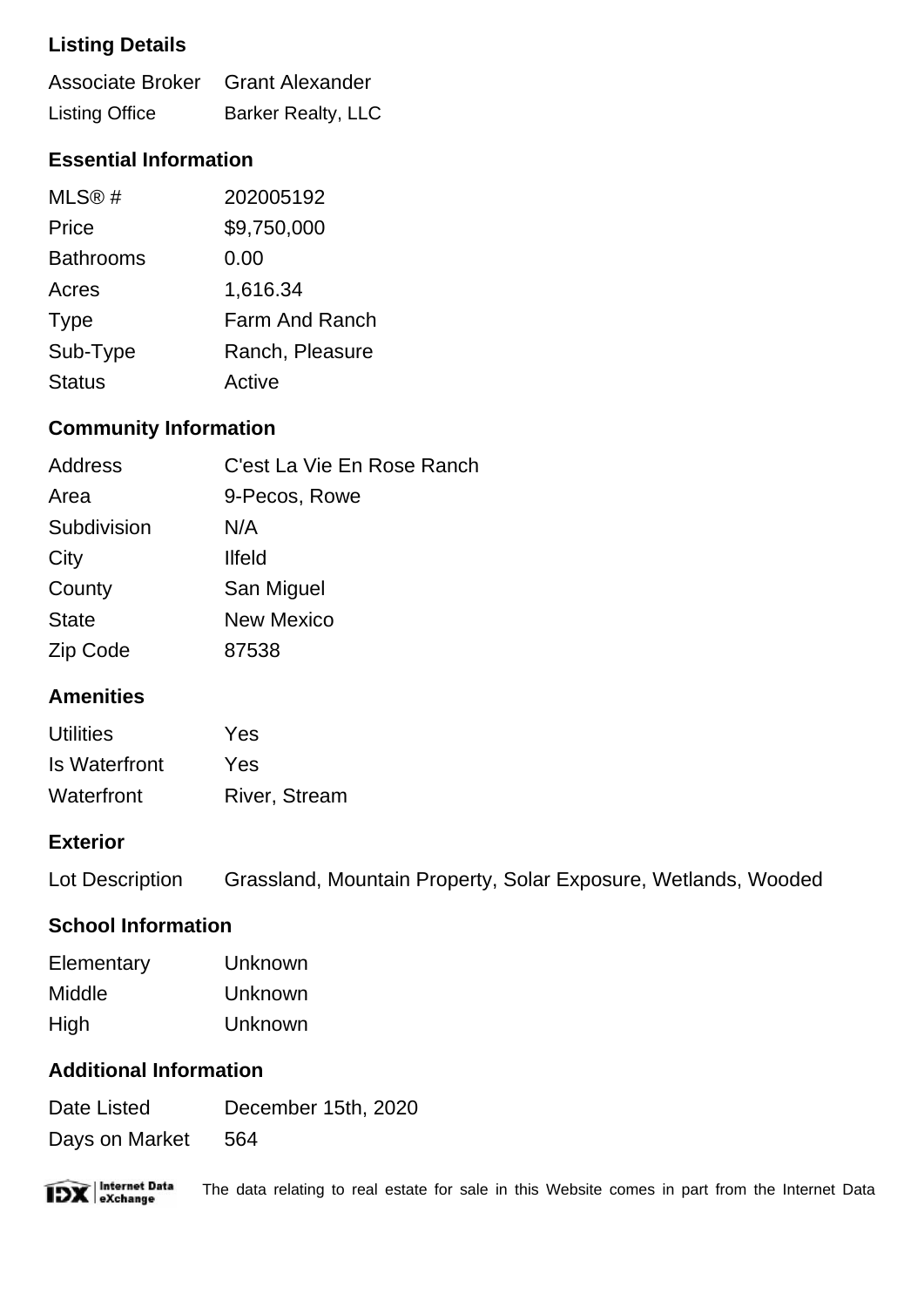### Listing Details

| | |
|---|---|
| Associate Broker | Grant Alexander |
| Listing Office | Barker Realty, LLC |

### Essential Information

| | |
|---|---|
| MLS® # | 202005192 |
| Price | $9,750,000 |
| Bathrooms | 0.00 |
| Acres | 1,616.34 |
| Type | Farm And Ranch |
| Sub-Type | Ranch, Pleasure |
| Status | Active |

### Community Information

| | |
|---|---|
| Address | C'est La Vie En Rose Ranch |
| Area | 9-Pecos, Rowe |
| Subdivision | N/A |
| City | Ilfeld |
| County | San Miguel |
| State | New Mexico |
| Zip Code | 87538 |

### Amenities

| | |
|---|---|
| Utilities | Yes |
| Is Waterfront | Yes |
| Waterfront | River, Stream |

### Exterior

| | |
|---|---|
| Lot Description | Grassland, Mountain Property, Solar Exposure, Wetlands, Wooded |

### School Information

| | |
|---|---|
| Elementary | Unknown |
| Middle | Unknown |
| High | Unknown |

### Additional Information

| | |
|---|---|
| Date Listed | December 15th, 2020 |
| Days on Market | 564 |

IDX Internet Data eXchange The data relating to real estate for sale in this Website comes in part from the Internet Data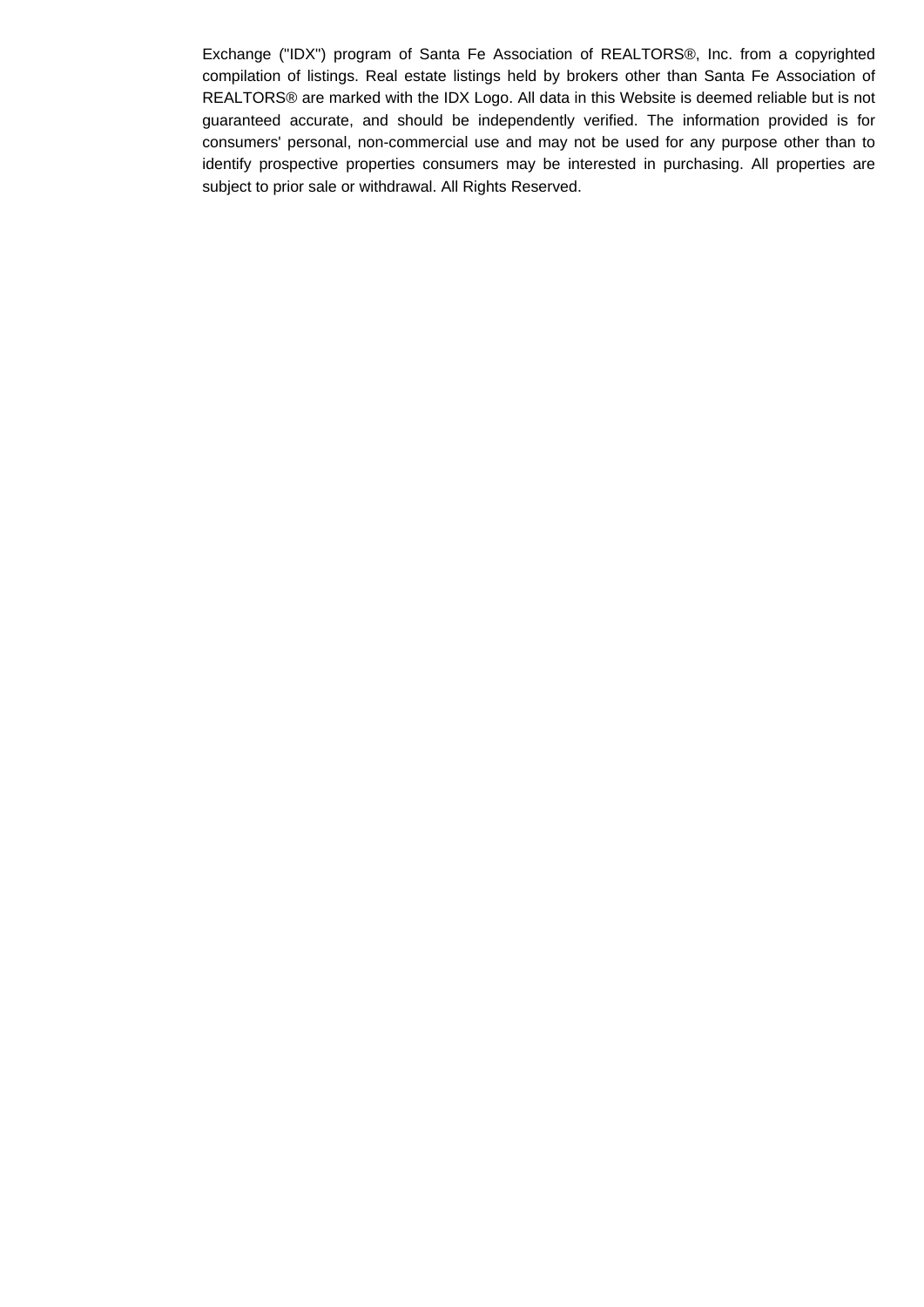Exchange ("IDX") program of Santa Fe Association of REALTORS®, Inc. from a copyrighted compilation of listings. Real estate listings held by brokers other than Santa Fe Association of REALTORS® are marked with the IDX Logo. All data in this Website is deemed reliable but is not guaranteed accurate, and should be independently verified. The information provided is for consumers' personal, non-commercial use and may not be used for any purpose other than to identify prospective properties consumers may be interested in purchasing. All properties are subject to prior sale or withdrawal. All Rights Reserved.